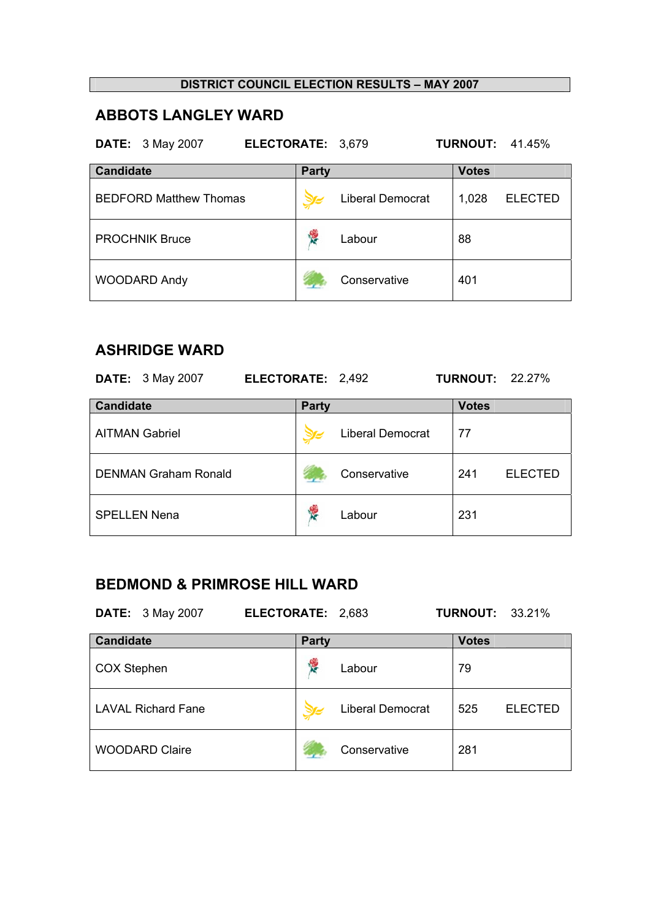# DISTRICT COUNCIL ELECTION RESULTS – MAY 2007

## ABBOTS LANGLEY WARD

**DATE:** 3 May 2007 **ELECTORATE:** 3,679 **TURNOUT:** 41.45%

| Candidate | Party | Votes | |
|---|---|---|---|
| BEDFORD Matthew Thomas | Liberal Democrat | 1,028 | ELECTED |
| PROCHNIK Bruce | Labour | 88 | |
| WOODARD Andy | Conservative | 401 | |

## ASHRIDGE WARD

**DATE:** 3 May 2007 **ELECTORATE:** 2,492 **TURNOUT:** 22.27%

| Candidate | Party | Votes | |
|---|---|---|---|
| AITMAN Gabriel | Liberal Democrat | 77 | |
| DENMAN Graham Ronald | Conservative | 241 | ELECTED |
| SPELLEN Nena | Labour | 231 | |

## BEDMOND & PRIMROSE HILL WARD

**DATE:** 3 May 2007 **ELECTORATE:** 2,683 **TURNOUT:** 33.21%

| Candidate | Party | Votes | |
|---|---|---|---|
| COX Stephen | Labour | 79 | |
| LAVAL Richard Fane | Liberal Democrat | 525 | ELECTED |
| WOODARD Claire | Conservative | 281 | |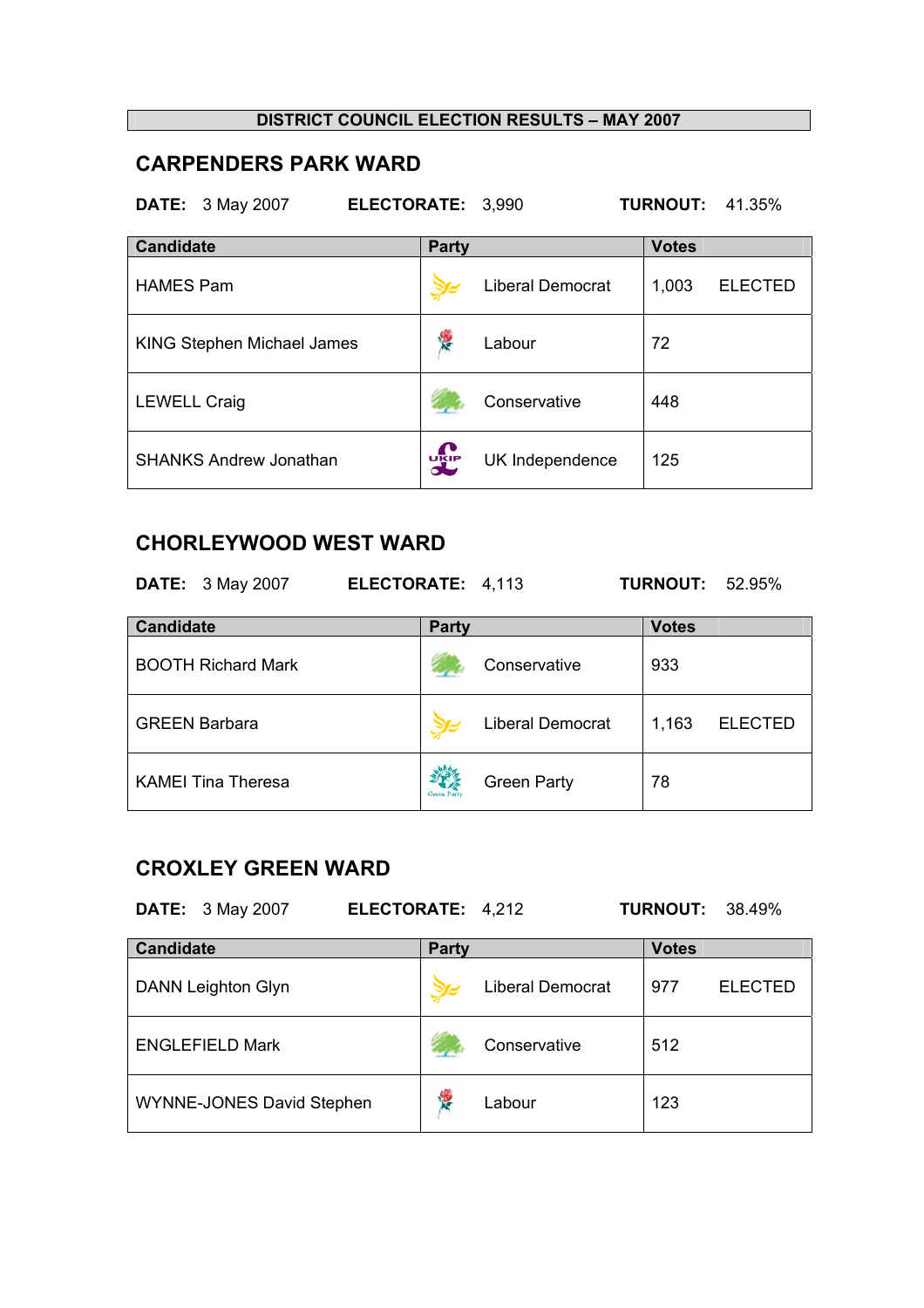**DISTRICT COUNCIL ELECTION RESULTS – MAY 2007**

## CARPENDERS PARK WARD

**DATE:** 3 May 2007 **ELECTORATE:** 3,990 **TURNOUT:** 41.35%

| Candidate | Party | Votes | |
|---|---|---|---|
| HAMES Pam | Liberal Democrat | 1,003 | ELECTED |
| KING Stephen Michael James | Labour | 72 | |
| LEWELL Craig | Conservative | 448 | |
| SHANKS Andrew Jonathan | UK Independence | 125 | |

## CHORLEYWOOD WEST WARD

**DATE:** 3 May 2007 **ELECTORATE:** 4,113 **TURNOUT:** 52.95%

| Candidate | Party | Votes | |
|---|---|---|---|
| BOOTH Richard Mark | Conservative | 933 | |
| GREEN Barbara | Liberal Democrat | 1,163 | ELECTED |
| KAMEI Tina Theresa | Green Party | 78 | |

## CROXLEY GREEN WARD

**DATE:** 3 May 2007 **ELECTORATE:** 4,212 **TURNOUT:** 38.49%

| Candidate | Party | Votes | |
|---|---|---|---|
| DANN Leighton Glyn | Liberal Democrat | 977 | ELECTED |
| ENGLEFIELD Mark | Conservative | 512 | |
| WYNNE-JONES David Stephen | Labour | 123 | |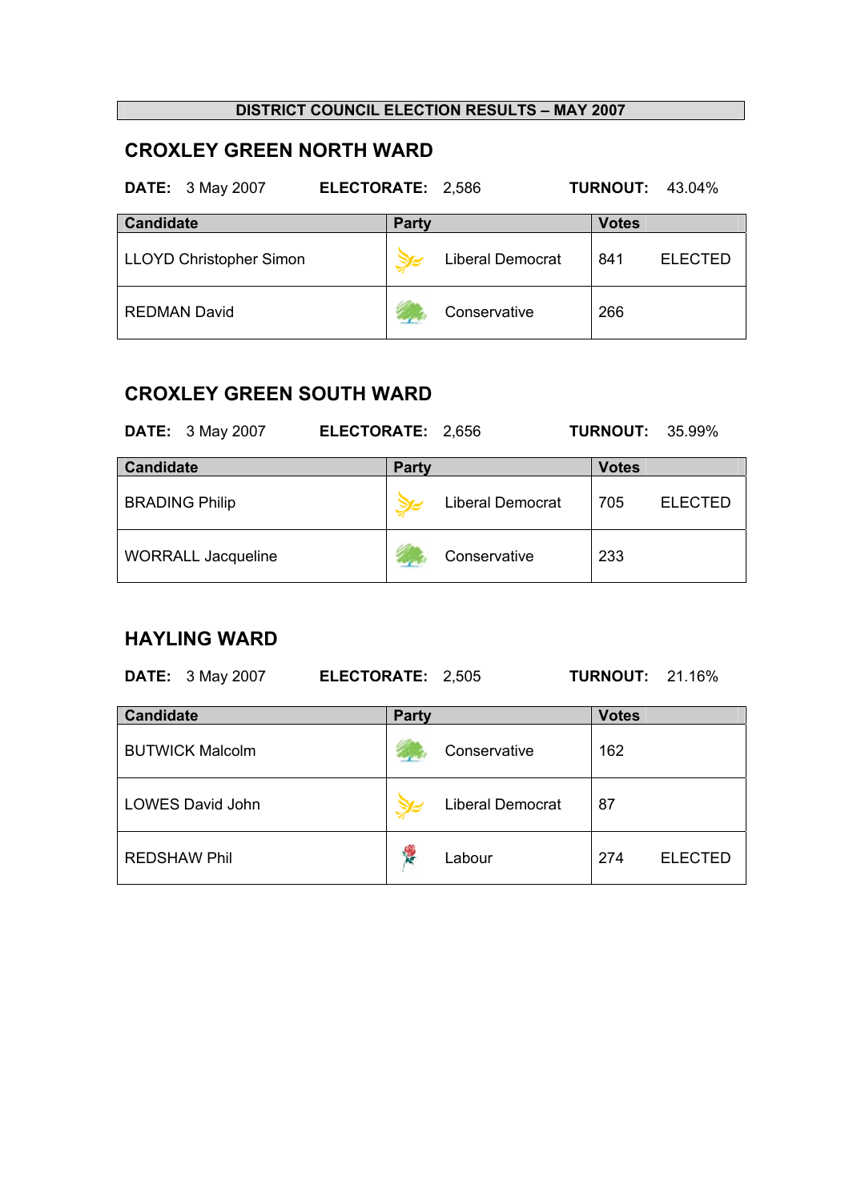**DISTRICT COUNCIL ELECTION RESULTS – MAY 2007**

## CROXLEY GREEN NORTH WARD

**DATE:** 3 May 2007 **ELECTORATE:** 2,586 **TURNOUT:** 43.04%

| Candidate | Party | Votes | |
|---|---|---|---|
| LLOYD Christopher Simon | Liberal Democrat | 841 | ELECTED |
| REDMAN David | Conservative | 266 | |

## CROXLEY GREEN SOUTH WARD

**DATE:** 3 May 2007 **ELECTORATE:** 2,656 **TURNOUT:** 35.99%

| Candidate | Party | Votes | |
|---|---|---|---|
| BRADING Philip | Liberal Democrat | 705 | ELECTED |
| WORRALL Jacqueline | Conservative | 233 | |

## HAYLING WARD

**DATE:** 3 May 2007 **ELECTORATE:** 2,505 **TURNOUT:** 21.16%

| Candidate | Party | Votes | |
|---|---|---|---|
| BUTWICK Malcolm | Conservative | 162 | |
| LOWES David John | Liberal Democrat | 87 | |
| REDSHAW Phil | Labour | 274 | ELECTED |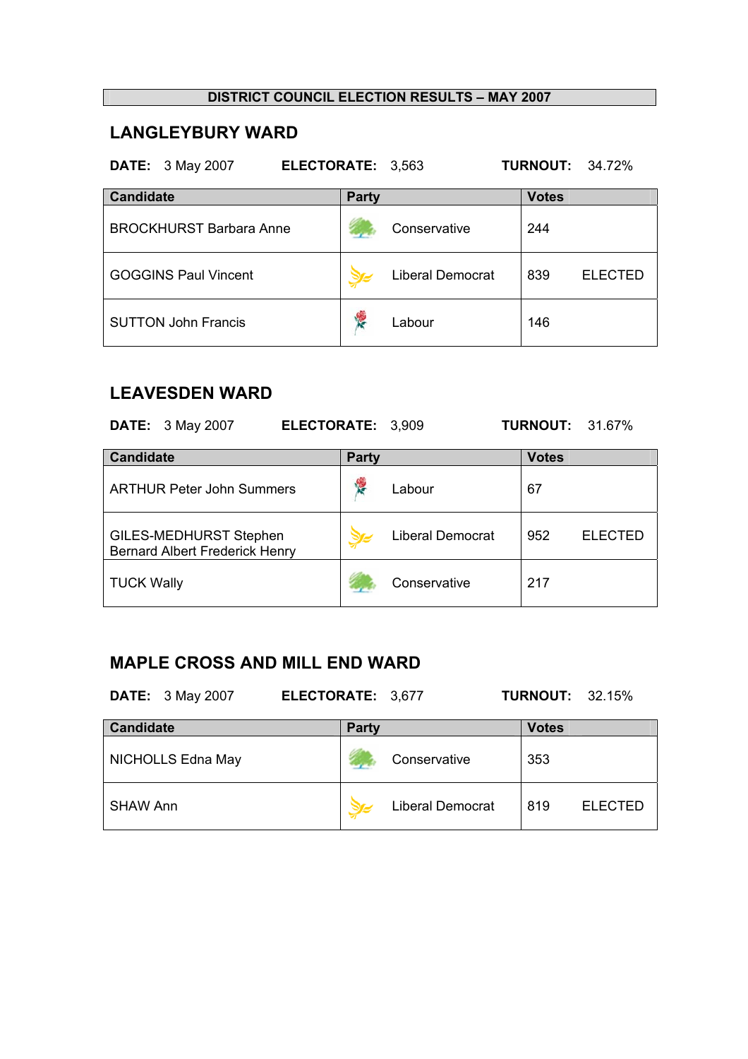**DISTRICT COUNCIL ELECTION RESULTS – MAY 2007**

## LANGLEYBURY WARD

**DATE:** 3 May 2007 **ELECTORATE:** 3,563 **TURNOUT:** 34.72%

| Candidate | Party | Votes | |
|---|---|---|---|
| BROCKHURST Barbara Anne | Conservative | 244 | |
| GOGGINS Paul Vincent | Liberal Democrat | 839 | ELECTED |
| SUTTON John Francis | Labour | 146 | |

## LEAVESDEN WARD

**DATE:** 3 May 2007 **ELECTORATE:** 3,909 **TURNOUT:** 31.67%

| Candidate | Party | Votes | |
|---|---|---|---|
| ARTHUR Peter John Summers | Labour | 67 | |
| GILES-MEDHURST Stephen Bernard Albert Frederick Henry | Liberal Democrat | 952 | ELECTED |
| TUCK Wally | Conservative | 217 | |

## MAPLE CROSS AND MILL END WARD

**DATE:** 3 May 2007 **ELECTORATE:** 3,677 **TURNOUT:** 32.15%

| Candidate | Party | Votes | |
|---|---|---|---|
| NICHOLLS Edna May | Conservative | 353 | |
| SHAW Ann | Liberal Democrat | 819 | ELECTED |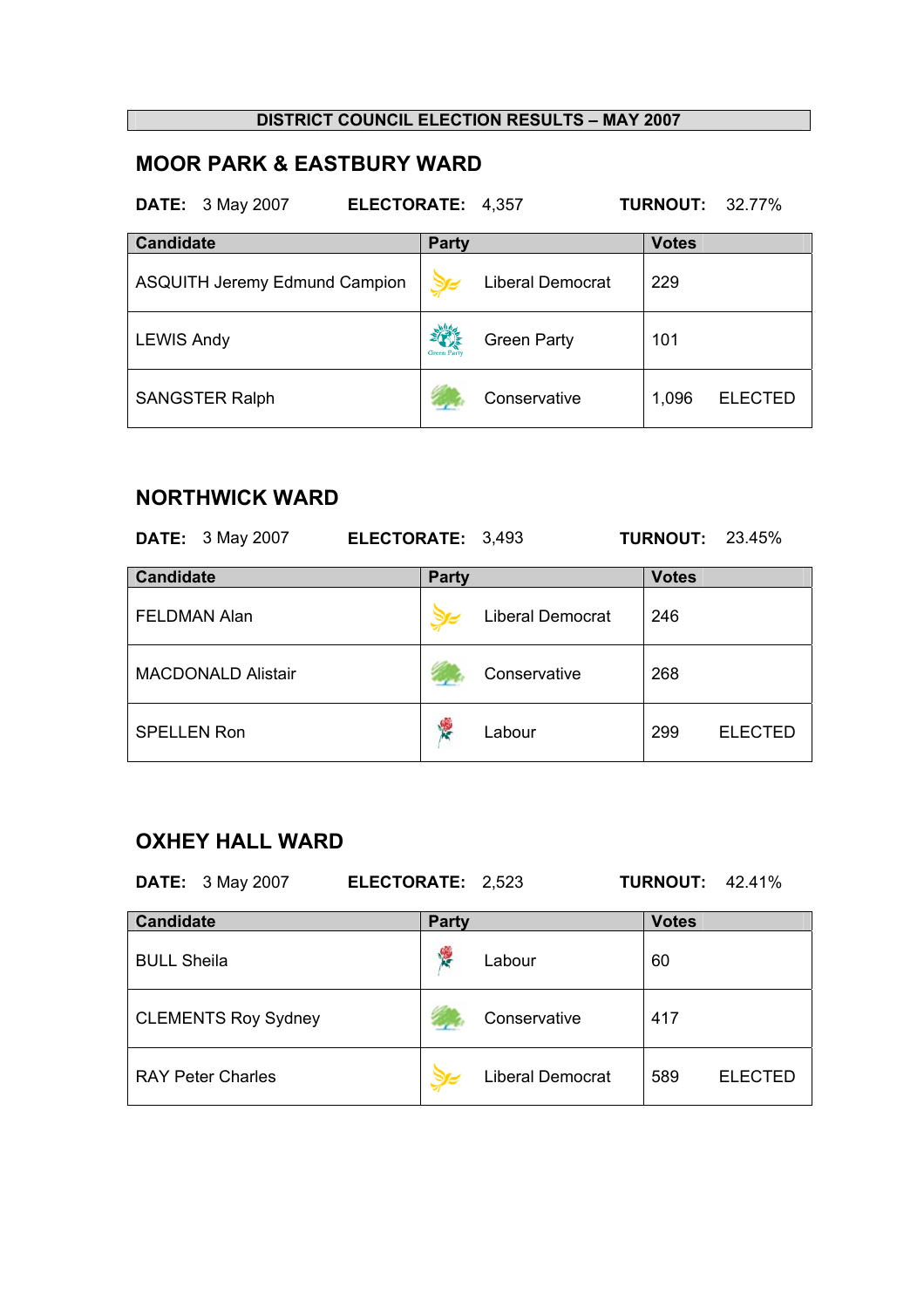**DISTRICT COUNCIL ELECTION RESULTS – MAY 2007**

## MOOR PARK & EASTBURY WARD

**DATE:** 3 May 2007 **ELECTORATE:** 4,357 **TURNOUT:** 32.77%

| Candidate | Party | Votes | |
|---|---|---|---|
| ASQUITH Jeremy Edmund Campion | Liberal Democrat | 229 | |
| LEWIS Andy | Green Party | 101 | |
| SANGSTER Ralph | Conservative | 1,096 | ELECTED |

## NORTHWICK WARD

**DATE:** 3 May 2007 **ELECTORATE:** 3,493 **TURNOUT:** 23.45%

| Candidate | Party | Votes | |
|---|---|---|---|
| FELDMAN Alan | Liberal Democrat | 246 | |
| MACDONALD Alistair | Conservative | 268 | |
| SPELLEN Ron | Labour | 299 | ELECTED |

## OXHEY HALL WARD

**DATE:** 3 May 2007 **ELECTORATE:** 2,523 **TURNOUT:** 42.41%

| Candidate | Party | Votes | |
|---|---|---|---|
| BULL Sheila | Labour | 60 | |
| CLEMENTS Roy Sydney | Conservative | 417 | |
| RAY Peter Charles | Liberal Democrat | 589 | ELECTED |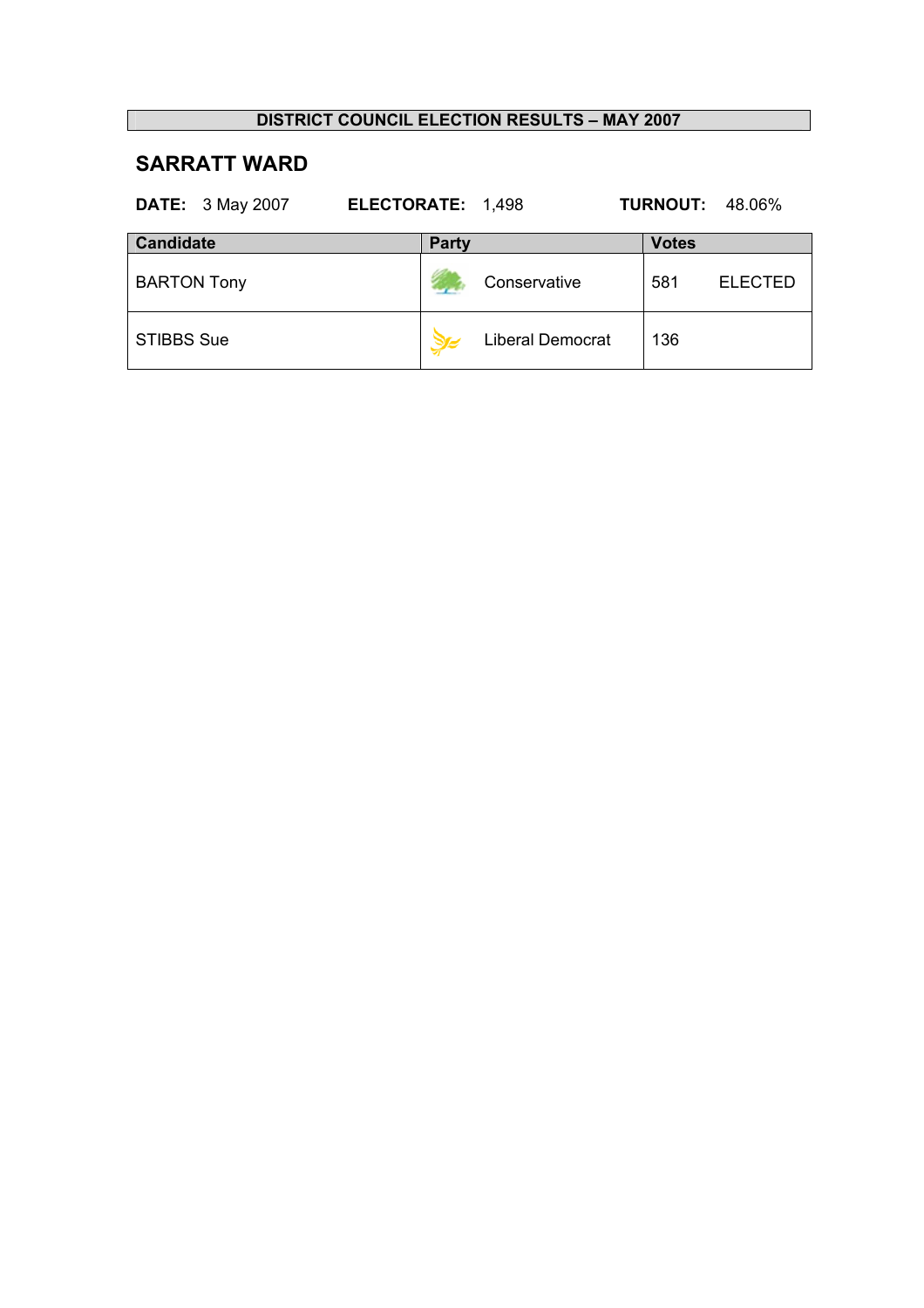**DISTRICT COUNCIL ELECTION RESULTS – MAY 2007**

## SARRATT WARD

**DATE:** 3 May 2007 **ELECTORATE:** 1,498 **TURNOUT:** 48.06%

| Candidate | Party | Votes | |
|---|---|---|---|
| BARTON Tony | Conservative | 581 | ELECTED |
| STIBBS Sue | Liberal Democrat | 136 | |